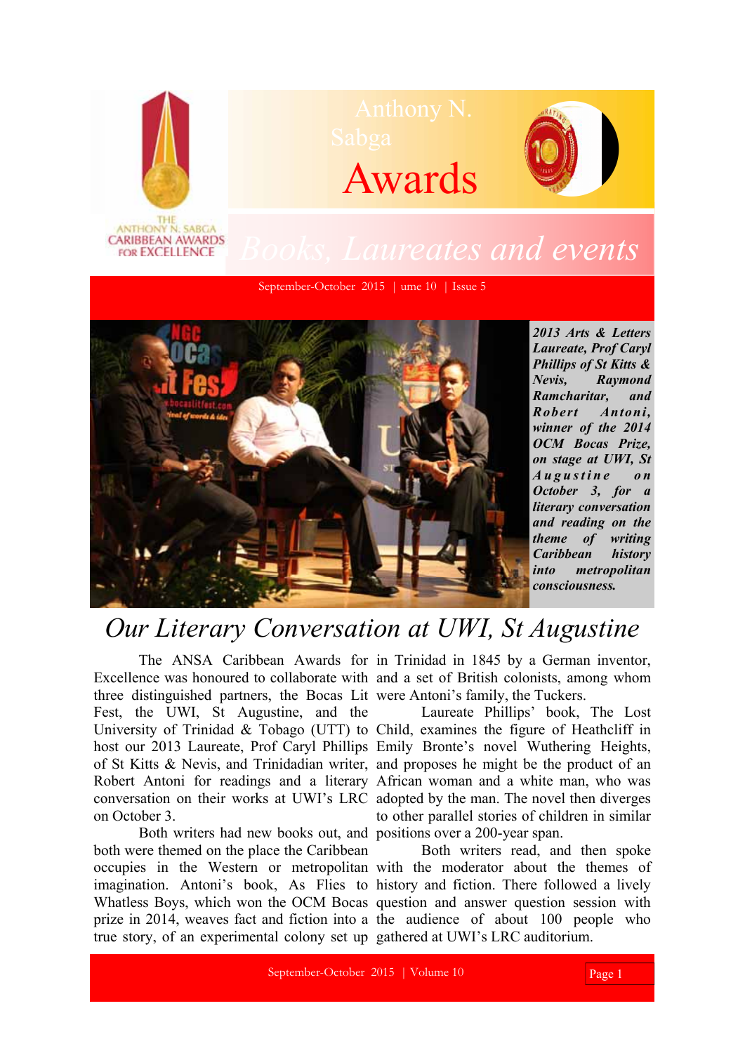# Anthony N. Sabga Awards

THE ANTHONY N. SABGA CARIBBEAN AWARDS FOR EXCELLENCE

## Books, Laureates and events

September-October 2015 | ume 10 | Issue 5

***2013 Arts & Letters Laureate, Prof Caryl Phillips of St Kitts & Nevis, Raymond Ramcharitar, and Robert Antoni, winner of the 2014 OCM Bocas Prize, on stage at UWI, St Augustine on October 3, for a literary conversation and reading on the theme of writing Caribbean history into metropolitan consciousness.***

## *Our Literary Conversation at UWI, St Augustine*

The ANSA Caribbean Awards for Excellence was honoured to collaborate with three distinguished partners, the Bocas Lit Fest, the UWI, St Augustine, and the University of Trinidad & Tobago (UTT) to host our 2013 Laureate, Prof Caryl Phillips of St Kitts & Nevis, and Trinidadian writer, Robert Antoni for readings and a literary conversation on their works at UWI's LRC on October 3.

Both writers had new books out, and both were themed on the place the Caribbean occupies in the Western or metropolitan imagination. Antoni's book, As Flies to Whatless Boys, which won the OCM Bocas prize in 2014, weaves fact and fiction into a true story, of an experimental colony set up in Trinidad in 1845 by a German inventor, and a set of British colonists, among whom were Antoni's family, the Tuckers.

Laureate Phillips' book, The Lost Child, examines the figure of Heathcliff in Emily Bronte's novel Wuthering Heights, and proposes he might be the product of an African woman and a white man, who was adopted by the man. The novel then diverges to other parallel stories of children in similar positions over a 200-year span.

Both writers read, and then spoke with the moderator about the themes of history and fiction. There followed a lively question and answer question session with the audience of about 100 people who gathered at UWI's LRC auditorium.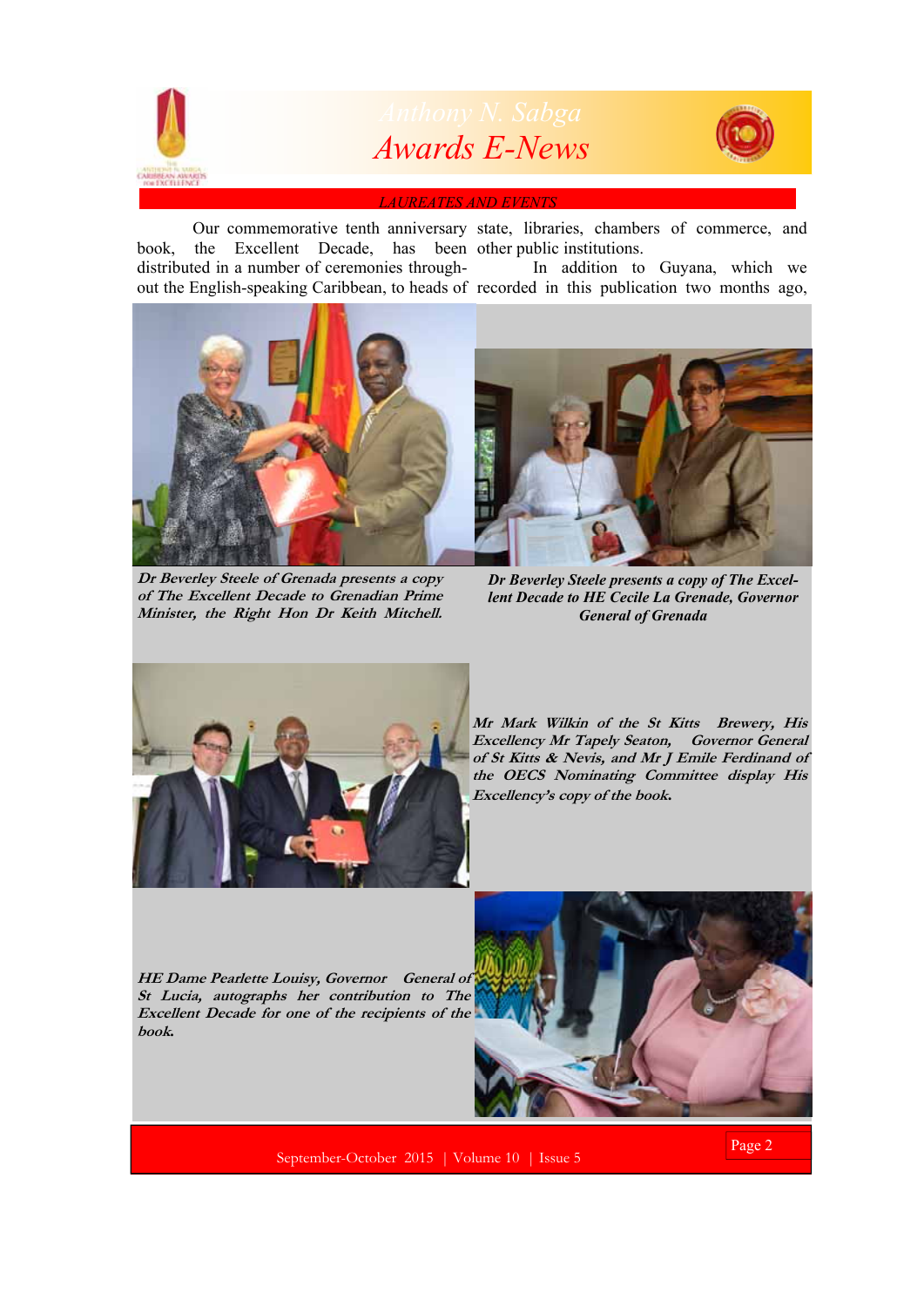## LAUREATES AND EVENTS

Our commemorative tenth anniversary book, the Excellent Decade, has been distributed in a number of ceremonies throughout the English-speaking Caribbean, to heads of state, libraries, chambers of commerce, and other public institutions.

In addition to Guyana, which we recorded in this publication two months ago,

***Dr Beverley Steele of Grenada presents a copy of The Excellent Decade to Grenadian Prime Minister, the Right Hon Dr Keith Mitchell.***

***Dr Beverley Steele presents a copy of The Excellent Decade to HE Cecile La Grenade, Governor General of Grenada***

***Mr Mark Wilkin of the St Kitts Brewery, His Excellency Mr Tapely Seaton, Governor General of St Kitts & Nevis, and Mr J Emile Ferdinand of the OECS Nominating Committee display His Excellency's copy of the book.***

***HE Dame Pearlette Louisy, Governor General of St Lucia, autographs her contribution to The Excellent Decade for one of the recipients of the book.***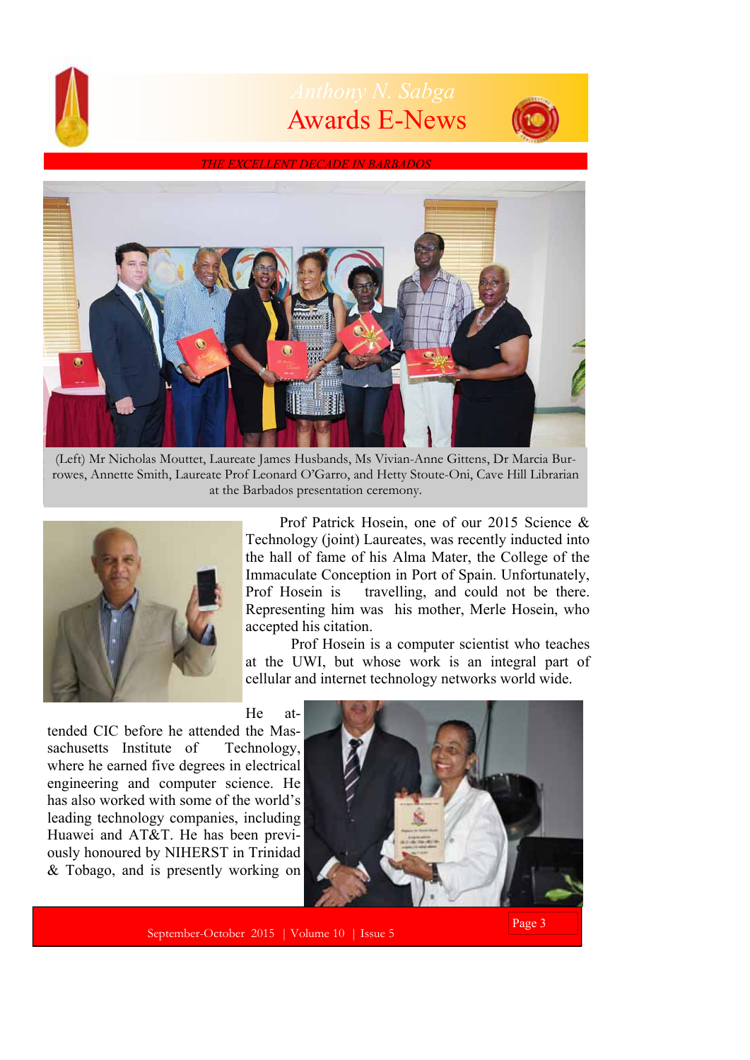*THE EXCELLENT DECADE IN BARBADOS*

(Left) Mr Nicholas Mouttet, Laureate James Husbands, Ms Vivian-Anne Gittens, Dr Marcia Burrowes, Annette Smith, Laureate Prof Leonard O'Garro, and Hetty Stoute-Oni, Cave Hill Librarian at the Barbados presentation ceremony.

Prof Patrick Hosein, one of our 2015 Science & Technology (joint) Laureates, was recently inducted into the hall of fame of his Alma Mater, the College of the Immaculate Conception in Port of Spain. Unfortunately, Prof Hosein is travelling, and could not be there. Representing him was his mother, Merle Hosein, who accepted his citation.

Prof Hosein is a computer scientist who teaches at the UWI, but whose work is an integral part of cellular and internet technology networks world wide.

He attended CIC before he attended the Massachusetts Institute of Technology, where he earned five degrees in electrical engineering and computer science. He has also worked with some of the world's leading technology companies, including Huawei and AT&T. He has been previously honoured by NIHERST in Trinidad & Tobago, and is presently working on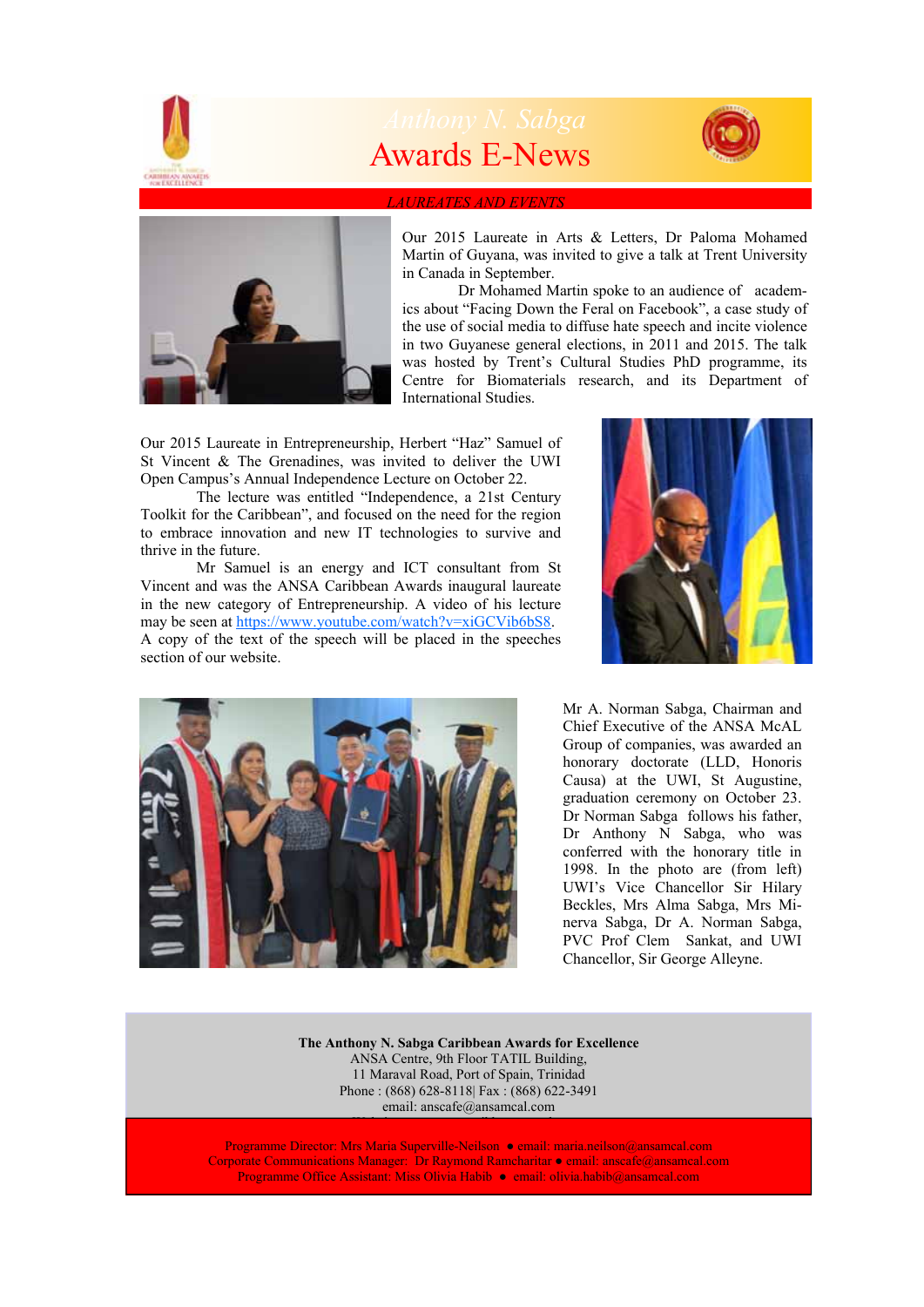# Anthony N. Sabga Awards E-News

## LAUREATES AND EVENTS

Our 2015 Laureate in Arts & Letters, Dr Paloma Mohamed Martin of Guyana, was invited to give a talk at Trent University in Canada in September.

Dr Mohamed Martin spoke to an audience of academics about "Facing Down the Feral on Facebook", a case study of the use of social media to diffuse hate speech and incite violence in two Guyanese general elections, in 2011 and 2015. The talk was hosted by Trent's Cultural Studies PhD programme, its Centre for Biomaterials research, and its Department of International Studies.

Our 2015 Laureate in Entrepreneurship, Herbert "Haz" Samuel of St Vincent & The Grenadines, was invited to deliver the UWI Open Campus's Annual Independence Lecture on October 22.

The lecture was entitled "Independence, a 21st Century Toolkit for the Caribbean", and focused on the need for the region to embrace innovation and new IT technologies to survive and thrive in the future.

Mr Samuel is an energy and ICT consultant from St Vincent and was the ANSA Caribbean Awards inaugural laureate in the new category of Entrepreneurship. A video of his lecture may be seen at https://www.youtube.com/watch?v=xiGCVib6bS8. A copy of the text of the speech will be placed in the speeches section of our website.

Mr A. Norman Sabga, Chairman and Chief Executive of the ANSA McAL Group of companies, was awarded an honorary doctorate (LLD, Honoris Causa) at the UWI, St Augustine, graduation ceremony on October 23. Dr Norman Sabga follows his father, Dr Anthony N Sabga, who was conferred with the honorary title in 1998. In the photo are (from left) UWI's Vice Chancellor Sir Hilary Beckles, Mrs Alma Sabga, Mrs Minerva Sabga, Dr A. Norman Sabga, PVC Prof Clem Sankat, and UWI Chancellor, Sir George Alleyne.

**The Anthony N. Sabga Caribbean Awards for Excellence**
ANSA Centre, 9th Floor TATIL Building,
11 Maraval Road, Port of Spain, Trinidad
Phone : (868) 628-8118| Fax : (868) 622-3491
email: anscafe@ansamcal.com

Programme Director: Mrs Maria Superville-Neilson ● email: maria.neilson@ansamcal.com
Corporate Communications Manager: Dr Raymond Ramcharitar ● email: anscafe@ansamcal.com
Programme Office Assistant: Miss Olivia Habib ● email: olivia.habib@ansamcal.com